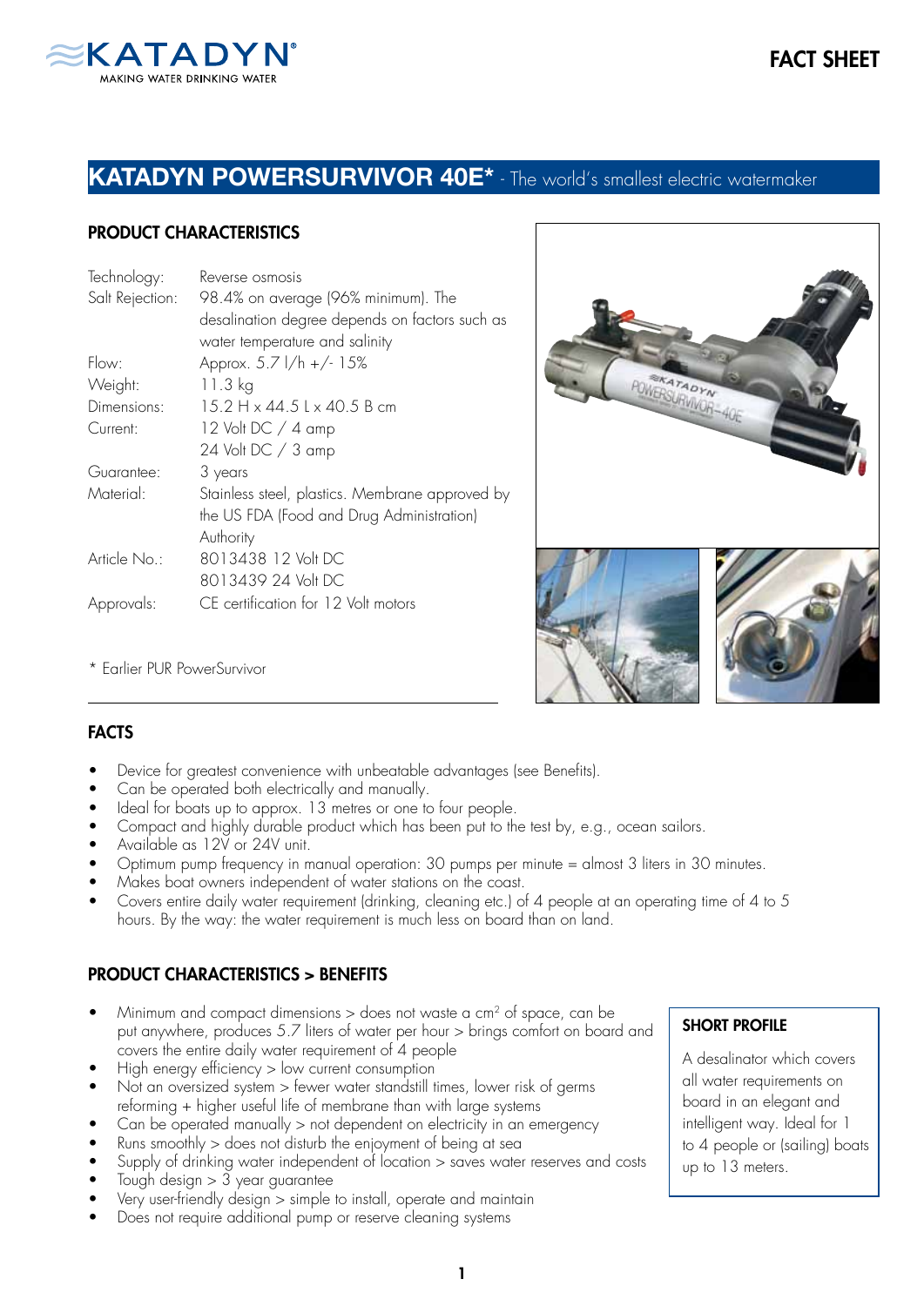KATADYN MAKING WATER DRINKING WATER

FACT SHEET

# KATADYN POWERSURVIVOR 40E* - The world's smallest electric watermaker

## PRODUCT CHARACTERISTICS

| | |
|---|---|
| Technology: | Reverse osmosis |
| Salt Rejection: | 98.4% on average (96% minimum). The desalination degree depends on factors such as water temperature and salinity |
| Flow: | Approx. 5.7 l/h +/- 15% |
| Weight: | 11.3 kg |
| Dimensions: | 15.2 H x 44.5 L x 40.5 B cm |
| Current: | 12 Volt DC / 4 amp<br>24 Volt DC / 3 amp |
| Guarantee: | 3 years |
| Material: | Stainless steel, plastics. Membrane approved by the US FDA (Food and Drug Administration) Authority |
| Article No.: | 8013438 12 Volt DC<br>8013439 24 Volt DC |
| Approvals: | CE certification for 12 Volt motors |

\* Earlier PUR PowerSurvivor

## FACTS

- Device for greatest convenience with unbeatable advantages (see Benefits).
- Can be operated both electrically and manually.
- Ideal for boats up to approx. 13 metres or one to four people.
- Compact and highly durable product which has been put to the test by, e.g., ocean sailors.
- Available as 12V or 24V unit.
- Optimum pump frequency in manual operation: 30 pumps per minute = almost 3 liters in 30 minutes.
- Makes boat owners independent of water stations on the coast.
- Covers entire daily water requirement (drinking, cleaning etc.) of 4 people at an operating time of 4 to 5 hours. By the way: the water requirement is much less on board than on land.

## PRODUCT CHARACTERISTICS > BENEFITS

- Minimum and compact dimensions > does not waste a cm$^2$ of space, can be put anywhere, produces 5.7 liters of water per hour > brings comfort on board and covers the entire daily water requirement of 4 people
- High energy efficiency > low current consumption
- Not an oversized system > fewer water standstill times, lower risk of germs reforming + higher useful life of membrane than with large systems
- Can be operated manually > not dependent on electricity in an emergency
- Runs smoothly > does not disturb the enjoyment of being at sea
- Supply of drinking water independent of location > saves water reserves and costs
- Tough design > 3 year guarantee
- Very user-friendly design > simple to install, operate and maintain
- Does not require additional pump or reserve cleaning systems

### SHORT PROFILE

A desalinator which covers all water requirements on board in an elegant and intelligent way. Ideal for 1 to 4 people or (sailing) boats up to 13 meters.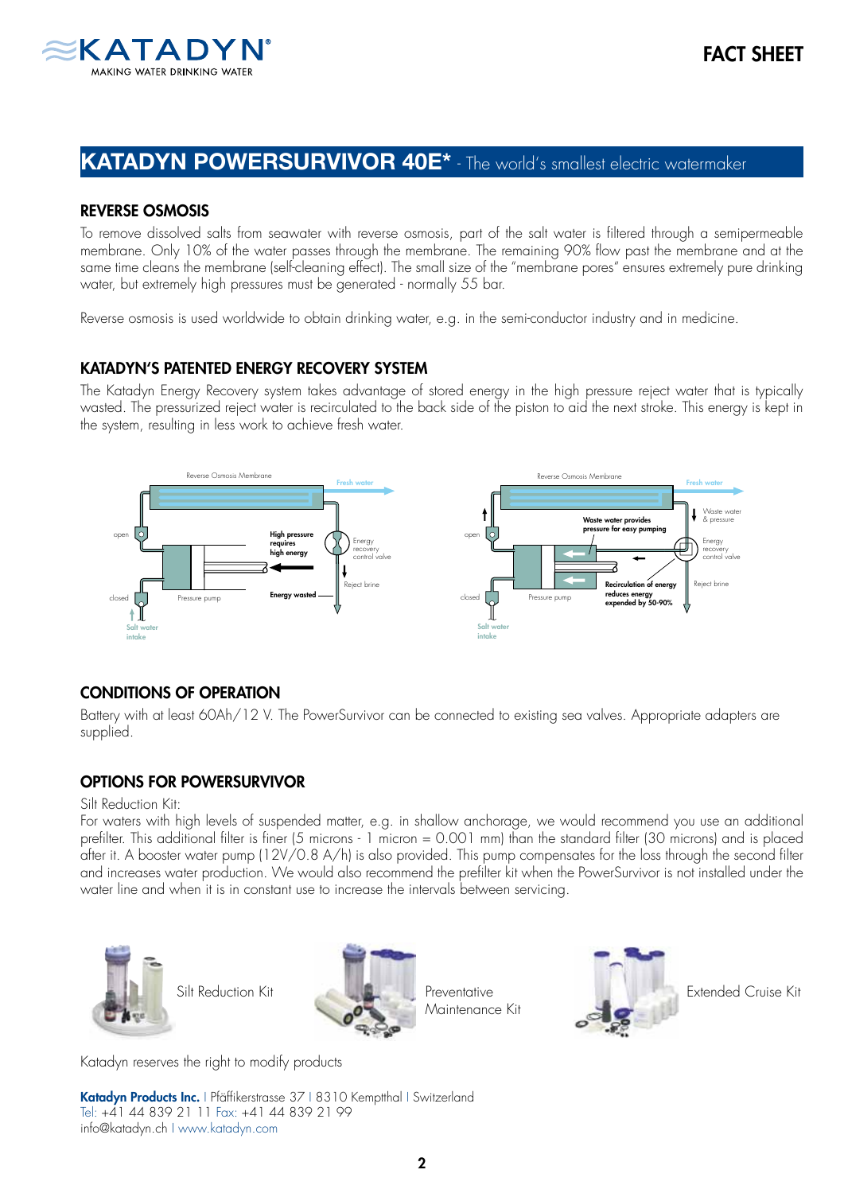# KATADYN POWERSURVIVOR 40E* - The world's smallest electric watermaker

## REVERSE OSMOSIS

To remove dissolved salts from seawater with reverse osmosis, part of the salt water is filtered through a semipermeable membrane. Only 10% of the water passes through the membrane. The remaining 90% flow past the membrane and at the same time cleans the membrane (self-cleaning effect). The small size of the "membrane pores" ensures extremely pure drinking water, but extremely high pressures must be generated - normally 55 bar.

Reverse osmosis is used worldwide to obtain drinking water, e.g. in the semi-conductor industry and in medicine.

## KATADYN'S PATENTED ENERGY RECOVERY SYSTEM

The Katadyn Energy Recovery system takes advantage of stored energy in the high pressure reject water that is typically wasted. The pressurized reject water is recirculated to the back side of the piston to aid the next stroke. This energy is kept in the system, resulting in less work to achieve fresh water.

Reverse Osmosis Membrane
Fresh water
open
High pressure requires high energy
Energy recovery control valve
Reject brine
closed
Pressure pump
Energy wasted
Salt water intake

Reverse Osmosis Membrane
Fresh water
Waste water & pressure
open
Waste water provides pressure for easy pumping
Energy recovery control valve
Recirculation of energy reduces energy expended by 50-90%
Reject brine
closed
Pressure pump
Salt water intake

## CONDITIONS OF OPERATION

Battery with at least 60Ah/12 V. The PowerSurvivor can be connected to existing sea valves. Appropriate adapters are supplied.

## OPTIONS FOR POWERSURVIVOR

Silt Reduction Kit:
For waters with high levels of suspended matter, e.g. in shallow anchorage, we would recommend you use an additional prefilter. This additional filter is finer (5 microns - 1 micron = 0.001 mm) than the standard filter (30 microns) and is placed after it. A booster water pump (12V/0.8 A/h) is also provided. This pump compensates for the loss through the second filter and increases water production. We would also recommend the prefilter kit when the PowerSurvivor is not installed under the water line and when it is in constant use to increase the intervals between servicing.

Silt Reduction Kit

Preventative Maintenance Kit

Extended Cruise Kit

Katadyn reserves the right to modify products

**Katadyn Products Inc.** | Pfäffikerstrasse 37 | 8310 Kemptthal | Switzerland
Tel: +41 44 839 21 11 Fax: +41 44 839 21 99
info@katadyn.ch | www.katadyn.com